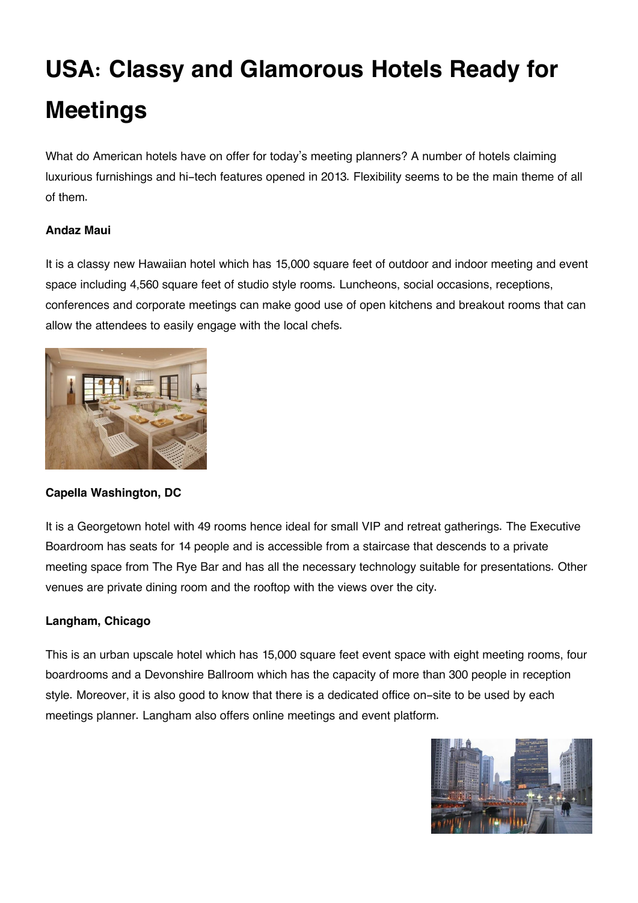# USA: Classy and Glamorous Hotels Ready for Meetings

What do American hotels have on offer for today's meeting planners? A number of hotels claiming luxurious furnishings and hi-tech features opened in 2013. Flexibility seems to be the main theme of all of them.

**Andaz Maui**

It is a classy new Hawaiian hotel which has 15,000 square feet of outdoor and indoor meeting and event space including 4,560 square feet of studio style rooms. Luncheons, social occasions, receptions, conferences and corporate meetings can make good use of open kitchens and breakout rooms that can allow the attendees to easily engage with the local chefs.

**Capella Washington, DC**

It is a Georgetown hotel with 49 rooms hence ideal for small VIP and retreat gatherings. The Executive Boardroom has seats for 14 people and is accessible from a staircase that descends to a private meeting space from The Rye Bar and has all the necessary technology suitable for presentations. Other venues are private dining room and the rooftop with the views over the city.

**Langham, Chicago**

This is an urban upscale hotel which has 15,000 square feet event space with eight meeting rooms, four boardrooms and a Devonshire Ballroom which has the capacity of more than 300 people in reception style. Moreover, it is also good to know that there is a dedicated office on-site to be used by each meetings planner. Langham also offers online meetings and event platform.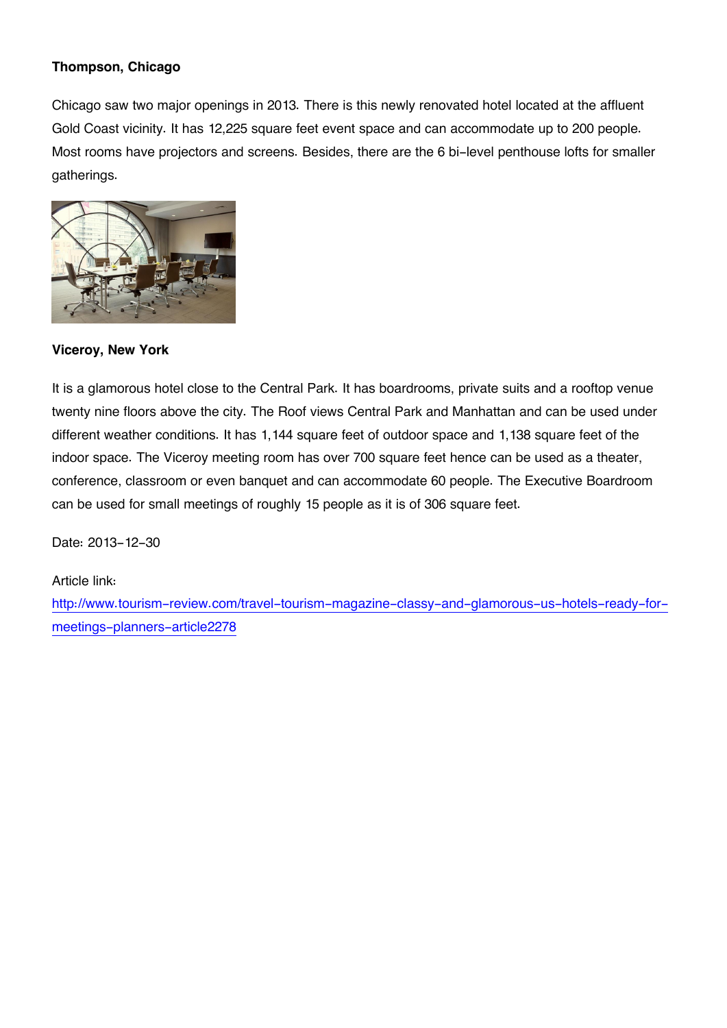**Thompson, Chicago**

Chicago saw two major openings in 2013. There is this newly renovated hotel located at the affluent Gold Coast vicinity. It has 12,225 square feet event space and can accommodate up to 200 people. Most rooms have projectors and screens. Besides, there are the 6 bi-level penthouse lofts for smaller gatherings.

**Viceroy, New York**

It is a glamorous hotel close to the Central Park. It has boardrooms, private suits and a rooftop venue twenty nine floors above the city. The Roof views Central Park and Manhattan and can be used under different weather conditions. It has 1,144 square feet of outdoor space and 1,138 square feet of the indoor space. The Viceroy meeting room has over 700 square feet hence can be used as a theater, conference, classroom or even banquet and can accommodate 60 people. The Executive Boardroom can be used for small meetings of roughly 15 people as it is of 306 square feet.

Date: 2013-12-30

Article link:
[http://www.tourism-review.com/travel-tourism-magazine-classy-and-glamorous-us-hotels-ready-for-meetings-planners-article2278](http://www.tourism-review.com/travel-tourism-magazine-classy-and-glamorous-us-hotels-ready-for-meetings-planners-article2278)